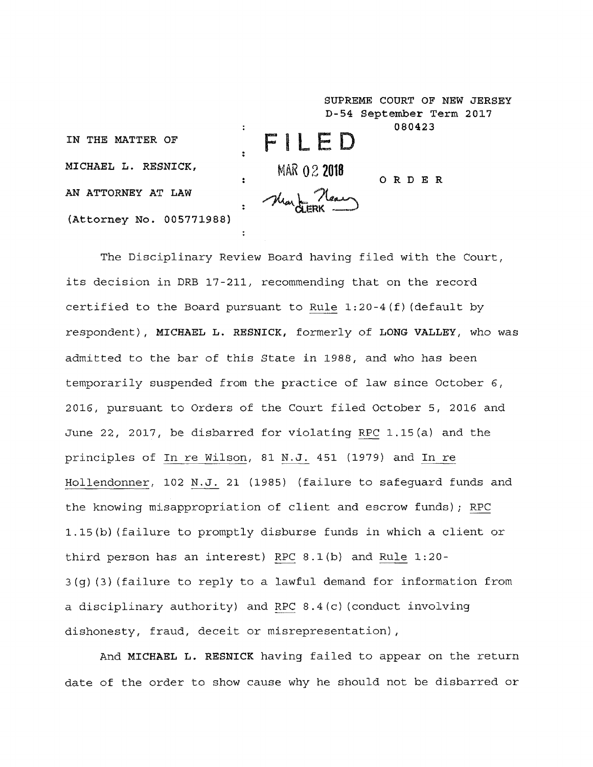SUPREME COURT OF NEW JERSEY
D-54 September Term 2017
080423

IN THE MATTER OF

MICHAEL L. RESNICK,

AN ATTORNEY AT LAW

(Attorney No. 005771988)

FILED

MAR 02 2018

CLERK

O R D E R

The Disciplinary Review Board having filed with the Court, its decision in DRB 17-211, recommending that on the record certified to the Board pursuant to Rule 1:20-4(f)(default by respondent), **MICHAEL L. RESNICK,** formerly of **LONG VALLEY,** who was admitted to the bar of this State in 1988, and who has been temporarily suspended from the practice of law since October 6, 2016, pursuant to Orders of the Court filed October 5, 2016 and June 22, 2017, be disbarred for violating RPC 1.15(a) and the principles of In re Wilson, 81 N.J. 451 (1979) and In re Hollendonner, 102 N.J. 21 (1985) (failure to safeguard funds and the knowing misappropriation of client and escrow funds); RPC 1.15(b)(failure to promptly disburse funds in which a client or third person has an interest) RPC 8.1(b) and Rule 1:20-3(g)(3)(failure to reply to a lawful demand for information from a disciplinary authority) and RPC 8.4(c)(conduct involving dishonesty, fraud, deceit or misrepresentation),

And **MICHAEL L. RESNICK** having failed to appear on the return date of the order to show cause why he should not be disbarred or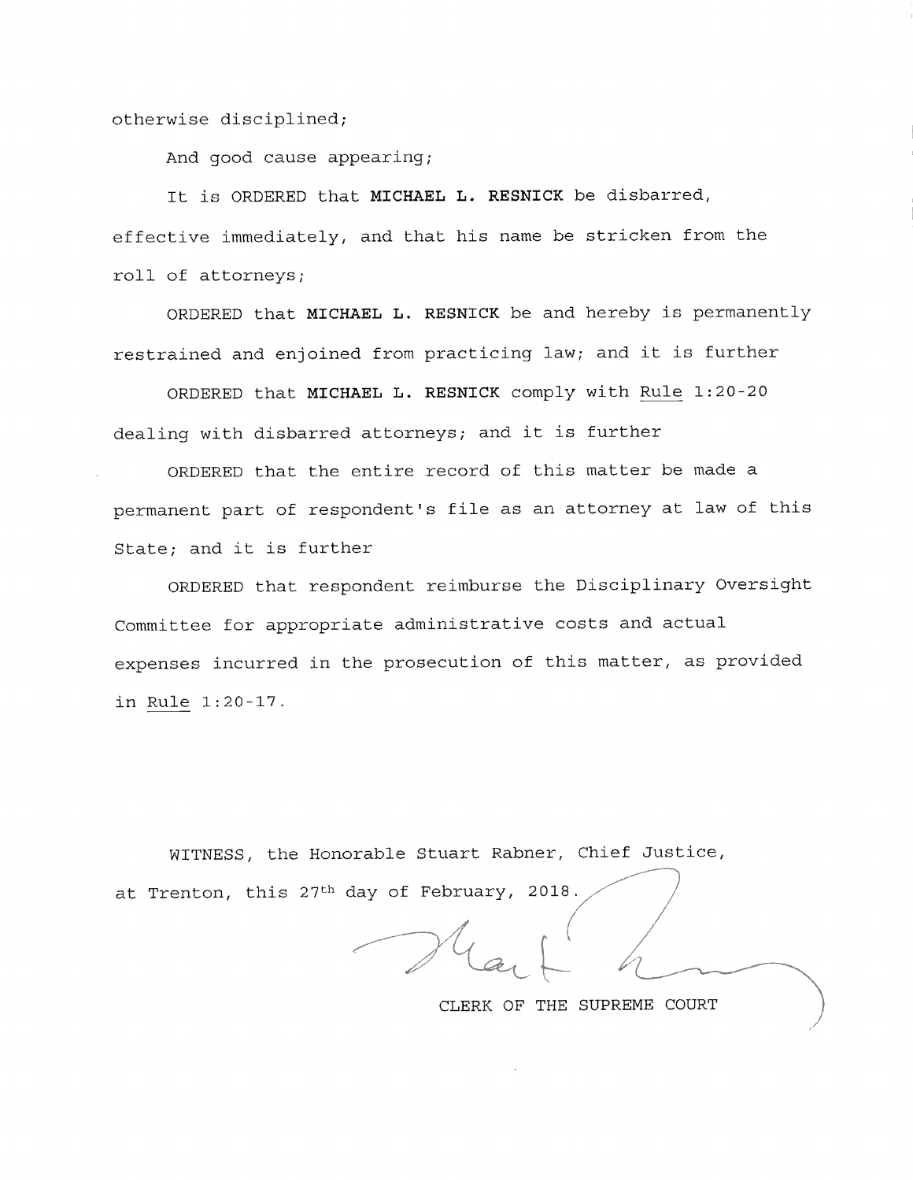otherwise disciplined;

And good cause appearing;

It is ORDERED that **MICHAEL L. RESNICK** be disbarred, effective immediately, and that his name be stricken from the roll of attorneys;

ORDERED that **MICHAEL L. RESNICK** be and hereby is permanently restrained and enjoined from practicing law; and it is further

ORDERED that **MICHAEL L. RESNICK** comply with Rule 1:20-20 dealing with disbarred attorneys; and it is further

ORDERED that the entire record of this matter be made a permanent part of respondent's file as an attorney at law of this State; and it is further

ORDERED that respondent reimburse the Disciplinary Oversight Committee for appropriate administrative costs and actual expenses incurred in the prosecution of this matter, as provided in Rule 1:20-17.

WITNESS, the Honorable Stuart Rabner, Chief Justice, at Trenton, this 27th day of February, 2018.

CLERK OF THE SUPREME COURT